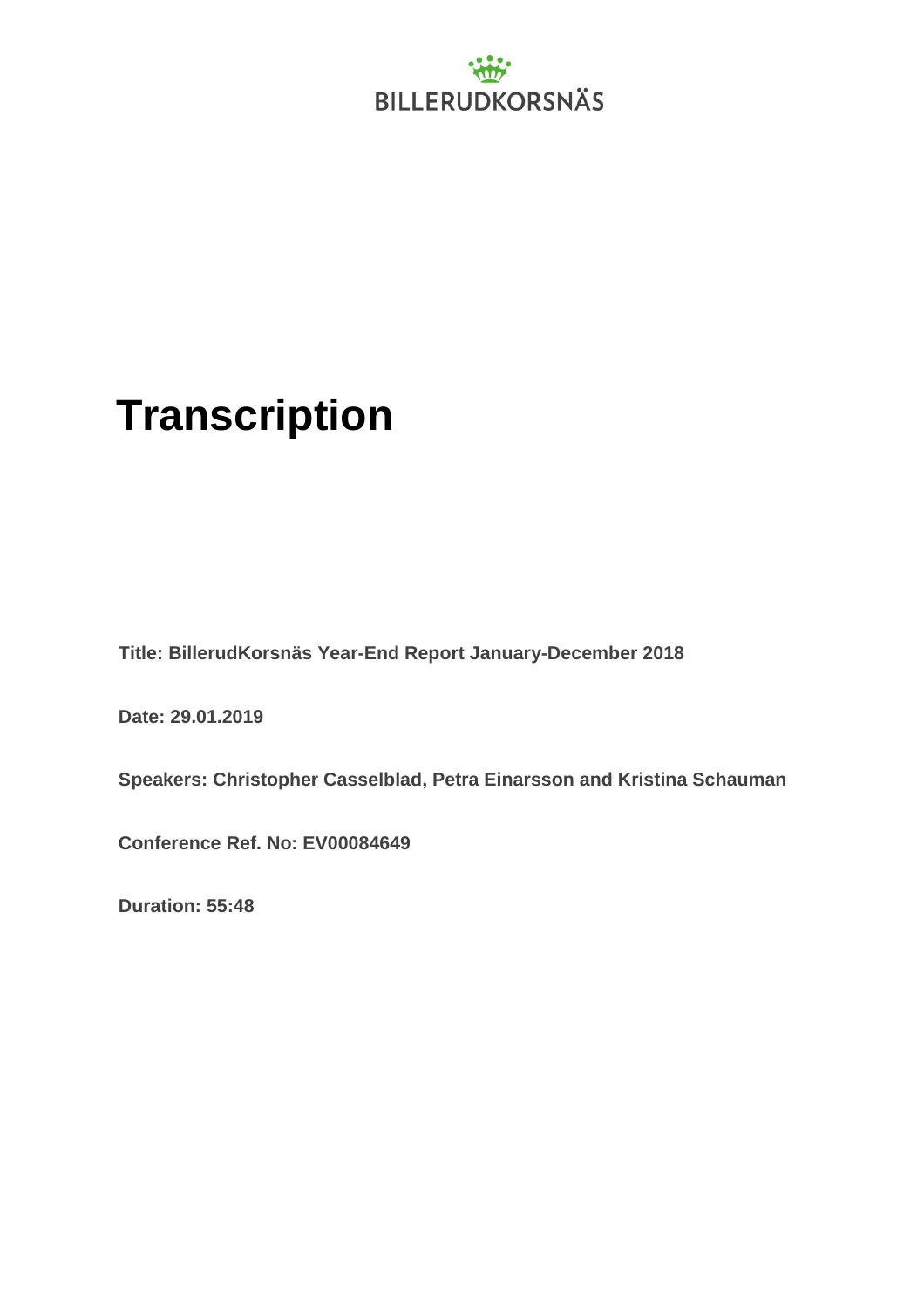BILLERUDKORSNÄS

# Transcription

**Title: BillerudKorsnäs Year-End Report January-December 2018**

**Date: 29.01.2019**

**Speakers: Christopher Casselblad, Petra Einarsson and Kristina Schauman**

**Conference Ref. No: EV00084649**

**Duration: 55:48**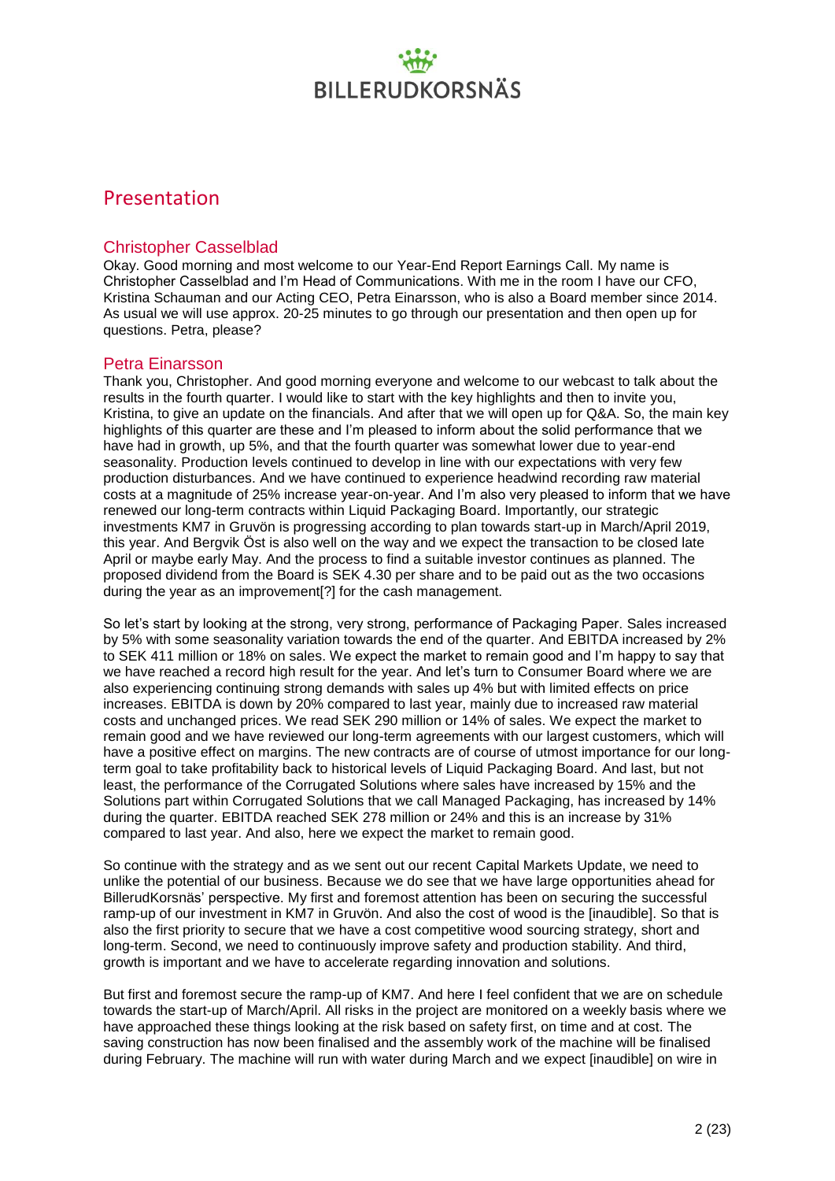# Presentation

## Christopher Casselblad

Okay. Good morning and most welcome to our Year-End Report Earnings Call. My name is Christopher Casselblad and I'm Head of Communications. With me in the room I have our CFO, Kristina Schauman and our Acting CEO, Petra Einarsson, who is also a Board member since 2014. As usual we will use approx. 20-25 minutes to go through our presentation and then open up for questions. Petra, please?

## Petra Einarsson

Thank you, Christopher. And good morning everyone and welcome to our webcast to talk about the results in the fourth quarter. I would like to start with the key highlights and then to invite you, Kristina, to give an update on the financials. And after that we will open up for Q&A. So, the main key highlights of this quarter are these and I'm pleased to inform about the solid performance that we have had in growth, up 5%, and that the fourth quarter was somewhat lower due to year-end seasonality. Production levels continued to develop in line with our expectations with very few production disturbances. And we have continued to experience headwind recording raw material costs at a magnitude of 25% increase year-on-year. And I'm also very pleased to inform that we have renewed our long-term contracts within Liquid Packaging Board. Importantly, our strategic investments KM7 in Gruvön is progressing according to plan towards start-up in March/April 2019, this year. And Bergvik Öst is also well on the way and we expect the transaction to be closed late April or maybe early May. And the process to find a suitable investor continues as planned. The proposed dividend from the Board is SEK 4.30 per share and to be paid out as the two occasions during the year as an improvement[?] for the cash management.

So let's start by looking at the strong, very strong, performance of Packaging Paper. Sales increased by 5% with some seasonality variation towards the end of the quarter. And EBITDA increased by 2% to SEK 411 million or 18% on sales. We expect the market to remain good and I'm happy to say that we have reached a record high result for the year. And let's turn to Consumer Board where we are also experiencing continuing strong demands with sales up 4% but with limited effects on price increases. EBITDA is down by 20% compared to last year, mainly due to increased raw material costs and unchanged prices. We read SEK 290 million or 14% of sales. We expect the market to remain good and we have reviewed our long-term agreements with our largest customers, which will have a positive effect on margins. The new contracts are of course of utmost importance for our long-term goal to take profitability back to historical levels of Liquid Packaging Board. And last, but not least, the performance of the Corrugated Solutions where sales have increased by 15% and the Solutions part within Corrugated Solutions that we call Managed Packaging, has increased by 14% during the quarter. EBITDA reached SEK 278 million or 24% and this is an increase by 31% compared to last year. And also, here we expect the market to remain good.

So continue with the strategy and as we sent out our recent Capital Markets Update, we need to unlike the potential of our business. Because we do see that we have large opportunities ahead for BillerudKorsnäs' perspective. My first and foremost attention has been on securing the successful ramp-up of our investment in KM7 in Gruvön. And also the cost of wood is the [inaudible]. So that is also the first priority to secure that we have a cost competitive wood sourcing strategy, short and long-term. Second, we need to continuously improve safety and production stability. And third, growth is important and we have to accelerate regarding innovation and solutions.

But first and foremost secure the ramp-up of KM7. And here I feel confident that we are on schedule towards the start-up of March/April. All risks in the project are monitored on a weekly basis where we have approached these things looking at the risk based on safety first, on time and at cost. The saving construction has now been finalised and the assembly work of the machine will be finalised during February. The machine will run with water during March and we expect [inaudible] on wire in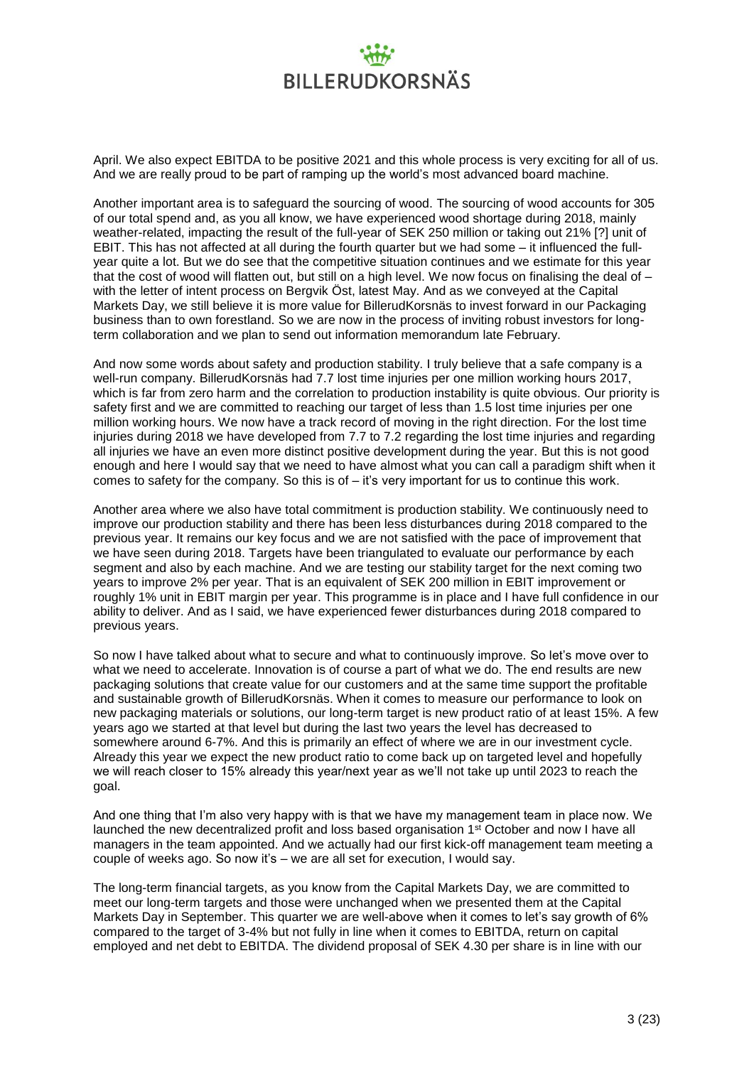April. We also expect EBITDA to be positive 2021 and this whole process is very exciting for all of us. And we are really proud to be part of ramping up the world's most advanced board machine.

Another important area is to safeguard the sourcing of wood. The sourcing of wood accounts for 305 of our total spend and, as you all know, we have experienced wood shortage during 2018, mainly weather-related, impacting the result of the full-year of SEK 250 million or taking out 21% [?] unit of EBIT. This has not affected at all during the fourth quarter but we had some – it influenced the full-year quite a lot. But we do see that the competitive situation continues and we estimate for this year that the cost of wood will flatten out, but still on a high level. We now focus on finalising the deal of – with the letter of intent process on Bergvik Öst, latest May. And as we conveyed at the Capital Markets Day, we still believe it is more value for BillerudKorsnäs to invest forward in our Packaging business than to own forestland. So we are now in the process of inviting robust investors for long-term collaboration and we plan to send out information memorandum late February.

And now some words about safety and production stability. I truly believe that a safe company is a well-run company. BillerudKorsnäs had 7.7 lost time injuries per one million working hours 2017, which is far from zero harm and the correlation to production instability is quite obvious. Our priority is safety first and we are committed to reaching our target of less than 1.5 lost time injuries per one million working hours. We now have a track record of moving in the right direction. For the lost time injuries during 2018 we have developed from 7.7 to 7.2 regarding the lost time injuries and regarding all injuries we have an even more distinct positive development during the year. But this is not good enough and here I would say that we need to have almost what you can call a paradigm shift when it comes to safety for the company. So this is of – it's very important for us to continue this work.

Another area where we also have total commitment is production stability. We continuously need to improve our production stability and there has been less disturbances during 2018 compared to the previous year. It remains our key focus and we are not satisfied with the pace of improvement that we have seen during 2018. Targets have been triangulated to evaluate our performance by each segment and also by each machine. And we are testing our stability target for the next coming two years to improve 2% per year. That is an equivalent of SEK 200 million in EBIT improvement or roughly 1% unit in EBIT margin per year. This programme is in place and I have full confidence in our ability to deliver. And as I said, we have experienced fewer disturbances during 2018 compared to previous years.

So now I have talked about what to secure and what to continuously improve. So let's move over to what we need to accelerate. Innovation is of course a part of what we do. The end results are new packaging solutions that create value for our customers and at the same time support the profitable and sustainable growth of BillerudKorsnäs. When it comes to measure our performance to look on new packaging materials or solutions, our long-term target is new product ratio of at least 15%. A few years ago we started at that level but during the last two years the level has decreased to somewhere around 6-7%. And this is primarily an effect of where we are in our investment cycle. Already this year we expect the new product ratio to come back up on targeted level and hopefully we will reach closer to 15% already this year/next year as we'll not take up until 2023 to reach the goal.

And one thing that I'm also very happy with is that we have my management team in place now. We launched the new decentralized profit and loss based organisation 1st October and now I have all managers in the team appointed. And we actually had our first kick-off management team meeting a couple of weeks ago. So now it's – we are all set for execution, I would say.

The long-term financial targets, as you know from the Capital Markets Day, we are committed to meet our long-term targets and those were unchanged when we presented them at the Capital Markets Day in September. This quarter we are well-above when it comes to let's say growth of 6% compared to the target of 3-4% but not fully in line when it comes to EBITDA, return on capital employed and net debt to EBITDA. The dividend proposal of SEK 4.30 per share is in line with our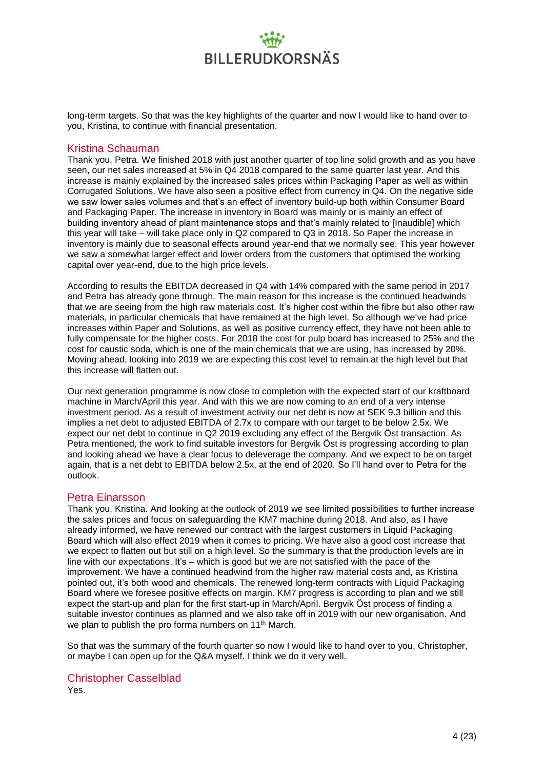long-term targets. So that was the key highlights of the quarter and now I would like to hand over to you, Kristina, to continue with financial presentation.

## Kristina Schauman

Thank you, Petra. We finished 2018 with just another quarter of top line solid growth and as you have seen, our net sales increased at 5% in Q4 2018 compared to the same quarter last year. And this increase is mainly explained by the increased sales prices within Packaging Paper as well as within Corrugated Solutions. We have also seen a positive effect from currency in Q4. On the negative side we saw lower sales volumes and that's an effect of inventory build-up both within Consumer Board and Packaging Paper. The increase in inventory in Board was mainly or is mainly an effect of building inventory ahead of plant maintenance stops and that's mainly related to [Inaudible] which this year will take – will take place only in Q2 compared to Q3 in 2018. So Paper the increase in inventory is mainly due to seasonal effects around year-end that we normally see. This year however we saw a somewhat larger effect and lower orders from the customers that optimised the working capital over year-end, due to the high price levels.

According to results the EBITDA decreased in Q4 with 14% compared with the same period in 2017 and Petra has already gone through. The main reason for this increase is the continued headwinds that we are seeing from the high raw materials cost. It's higher cost within the fibre but also other raw materials, in particular chemicals that have remained at the high level. So although we've had price increases within Paper and Solutions, as well as positive currency effect, they have not been able to fully compensate for the higher costs. For 2018 the cost for pulp board has increased to 25% and the cost for caustic soda, which is one of the main chemicals that we are using, has increased by 20%. Moving ahead, looking into 2019 we are expecting this cost level to remain at the high level but that this increase will flatten out.

Our next generation programme is now close to completion with the expected start of our kraftboard machine in March/April this year. And with this we are now coming to an end of a very intense investment period. As a result of investment activity our net debt is now at SEK 9.3 billion and this implies a net debt to adjusted EBITDA of 2.7x to compare with our target to be below 2.5x. We expect our net debt to continue in Q2 2019 excluding any effect of the Bergvik Öst transaction. As Petra mentioned, the work to find suitable investors for Bergvik Öst is progressing according to plan and looking ahead we have a clear focus to deleverage the company. And we expect to be on target again, that is a net debt to EBITDA below 2.5x, at the end of 2020. So I'll hand over to Petra for the outlook.

## Petra Einarsson

Thank you, Kristina. And looking at the outlook of 2019 we see limited possibilities to further increase the sales prices and focus on safeguarding the KM7 machine during 2018. And also, as I have already informed, we have renewed our contract with the largest customers in Liquid Packaging Board which will also effect 2019 when it comes to pricing. We have also a good cost increase that we expect to flatten out but still on a high level. So the summary is that the production levels are in line with our expectations. It's – which is good but we are not satisfied with the pace of the improvement. We have a continued headwind from the higher raw material costs and, as Kristina pointed out, it's both wood and chemicals. The renewed long-term contracts with Liquid Packaging Board where we foresee positive effects on margin. KM7 progress is according to plan and we still expect the start-up and plan for the first start-up in March/April. Bergvik Öst process of finding a suitable investor continues as planned and we also take off in 2019 with our new organisation. And we plan to publish the pro forma numbers on 11th March.

So that was the summary of the fourth quarter so now I would like to hand over to you, Christopher, or maybe I can open up for the Q&A myself. I think we do it very well.

## Christopher Casselblad

Yes.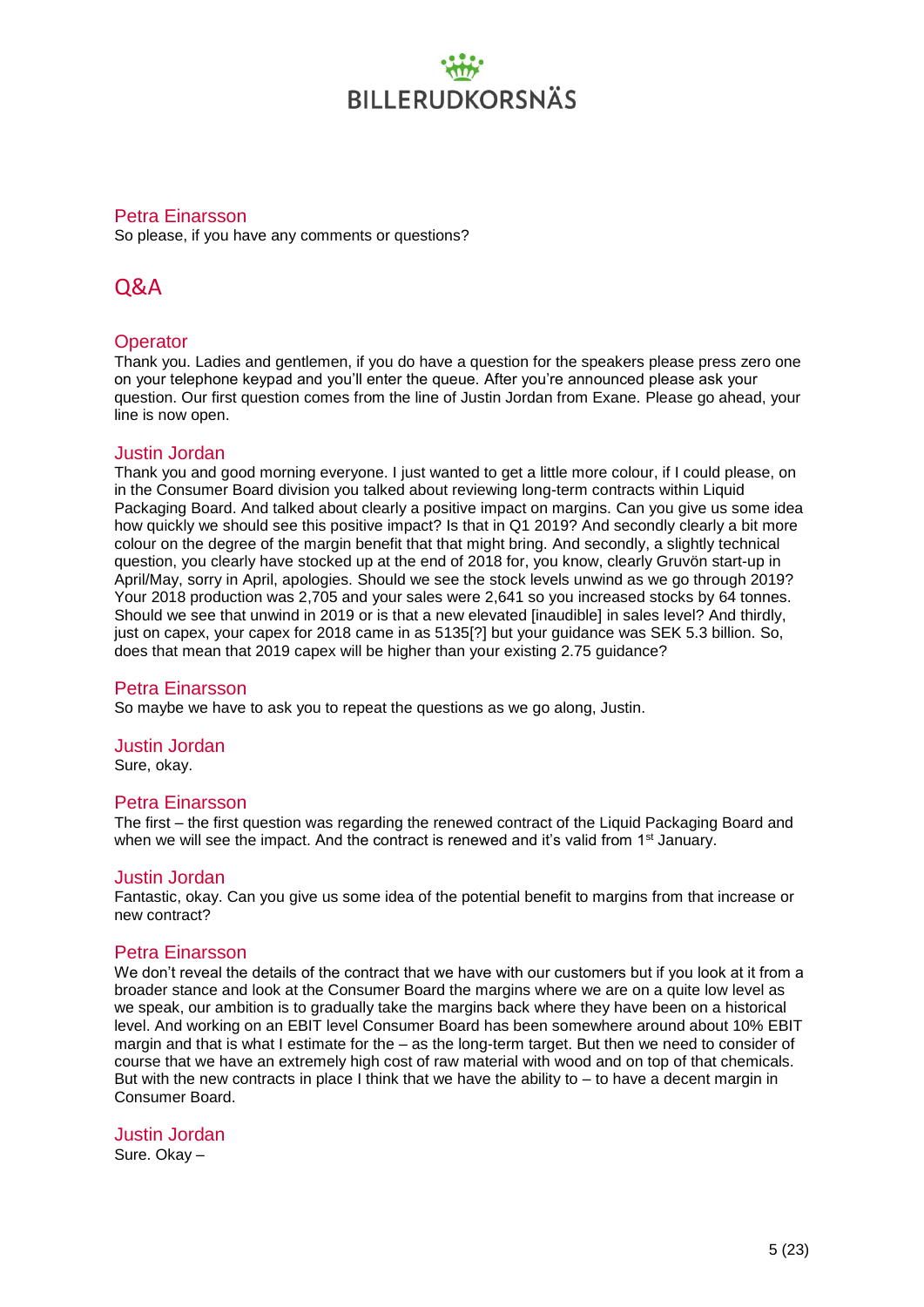**Petra Einarsson**
So please, if you have any comments or questions?

## Q&A

**Operator**
Thank you. Ladies and gentlemen, if you do have a question for the speakers please press zero one on your telephone keypad and you'll enter the queue. After you're announced please ask your question. Our first question comes from the line of Justin Jordan from Exane. Please go ahead, your line is now open.

**Justin Jordan**
Thank you and good morning everyone. I just wanted to get a little more colour, if I could please, on in the Consumer Board division you talked about reviewing long-term contracts within Liquid Packaging Board. And talked about clearly a positive impact on margins. Can you give us some idea how quickly we should see this positive impact? Is that in Q1 2019? And secondly clearly a bit more colour on the degree of the margin benefit that that might bring. And secondly, a slightly technical question, you clearly have stocked up at the end of 2018 for, you know, clearly Gruvön start-up in April/May, sorry in April, apologies. Should we see the stock levels unwind as we go through 2019? Your 2018 production was 2,705 and your sales were 2,641 so you increased stocks by 64 tonnes. Should we see that unwind in 2019 or is that a new elevated [inaudible] in sales level? And thirdly, just on capex, your capex for 2018 came in as 5135[?] but your guidance was SEK 5.3 billion. So, does that mean that 2019 capex will be higher than your existing 2.75 guidance?

**Petra Einarsson**
So maybe we have to ask you to repeat the questions as we go along, Justin.

**Justin Jordan**
Sure, okay.

**Petra Einarsson**
The first – the first question was regarding the renewed contract of the Liquid Packaging Board and when we will see the impact. And the contract is renewed and it's valid from 1st January.

**Justin Jordan**
Fantastic, okay. Can you give us some idea of the potential benefit to margins from that increase or new contract?

**Petra Einarsson**
We don't reveal the details of the contract that we have with our customers but if you look at it from a broader stance and look at the Consumer Board the margins where we are on a quite low level as we speak, our ambition is to gradually take the margins back where they have been on a historical level. And working on an EBIT level Consumer Board has been somewhere around about 10% EBIT margin and that is what I estimate for the – as the long-term target. But then we need to consider of course that we have an extremely high cost of raw material with wood and on top of that chemicals. But with the new contracts in place I think that we have the ability to – to have a decent margin in Consumer Board.

**Justin Jordan**
Sure. Okay –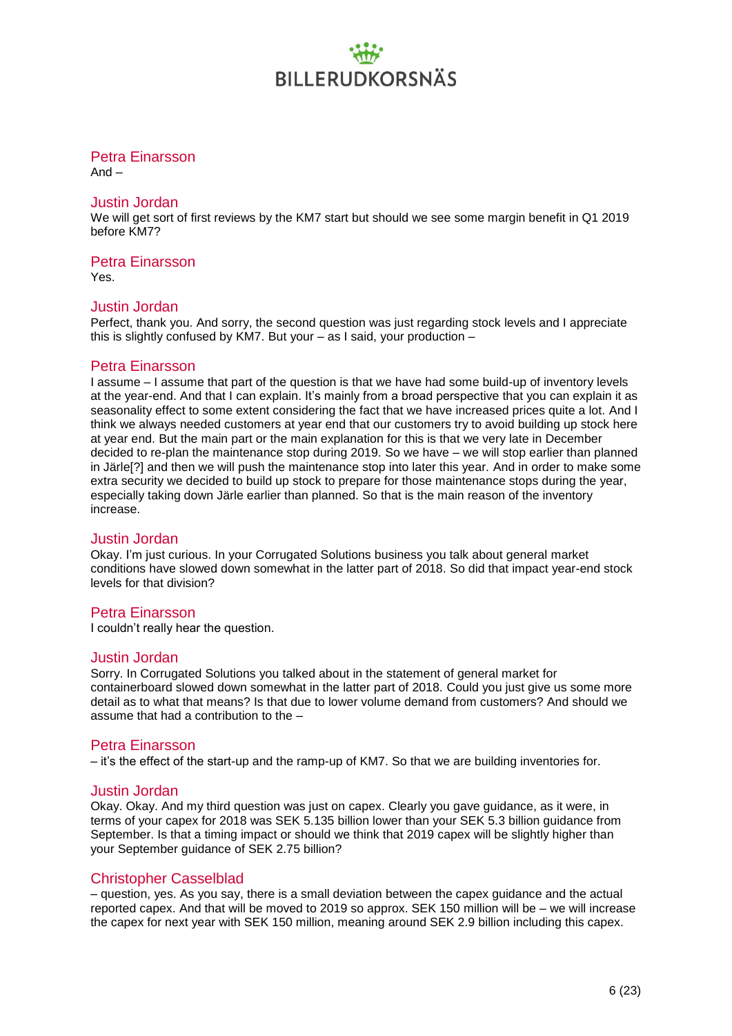## Petra Einarsson

And –

## Justin Jordan

We will get sort of first reviews by the KM7 start but should we see some margin benefit in Q1 2019 before KM7?

## Petra Einarsson

Yes.

## Justin Jordan

Perfect, thank you. And sorry, the second question was just regarding stock levels and I appreciate this is slightly confused by KM7. But your – as I said, your production –

## Petra Einarsson

I assume – I assume that part of the question is that we have had some build-up of inventory levels at the year-end. And that I can explain. It's mainly from a broad perspective that you can explain it as seasonality effect to some extent considering the fact that we have increased prices quite a lot. And I think we always needed customers at year end that our customers try to avoid building up stock here at year end. But the main part or the main explanation for this is that we very late in December decided to re-plan the maintenance stop during 2019. So we have – we will stop earlier than planned in Järle[?] and then we will push the maintenance stop into later this year. And in order to make some extra security we decided to build up stock to prepare for those maintenance stops during the year, especially taking down Järle earlier than planned. So that is the main reason of the inventory increase.

## Justin Jordan

Okay. I'm just curious. In your Corrugated Solutions business you talk about general market conditions have slowed down somewhat in the latter part of 2018. So did that impact year-end stock levels for that division?

## Petra Einarsson

I couldn't really hear the question.

## Justin Jordan

Sorry. In Corrugated Solutions you talked about in the statement of general market for containerboard slowed down somewhat in the latter part of 2018. Could you just give us some more detail as to what that means? Is that due to lower volume demand from customers? And should we assume that had a contribution to the –

## Petra Einarsson

– it's the effect of the start-up and the ramp-up of KM7. So that we are building inventories for.

## Justin Jordan

Okay. Okay. And my third question was just on capex. Clearly you gave guidance, as it were, in terms of your capex for 2018 was SEK 5.135 billion lower than your SEK 5.3 billion guidance from September. Is that a timing impact or should we think that 2019 capex will be slightly higher than your September guidance of SEK 2.75 billion?

## Christopher Casselblad

– question, yes. As you say, there is a small deviation between the capex guidance and the actual reported capex. And that will be moved to 2019 so approx. SEK 150 million will be – we will increase the capex for next year with SEK 150 million, meaning around SEK 2.9 billion including this capex.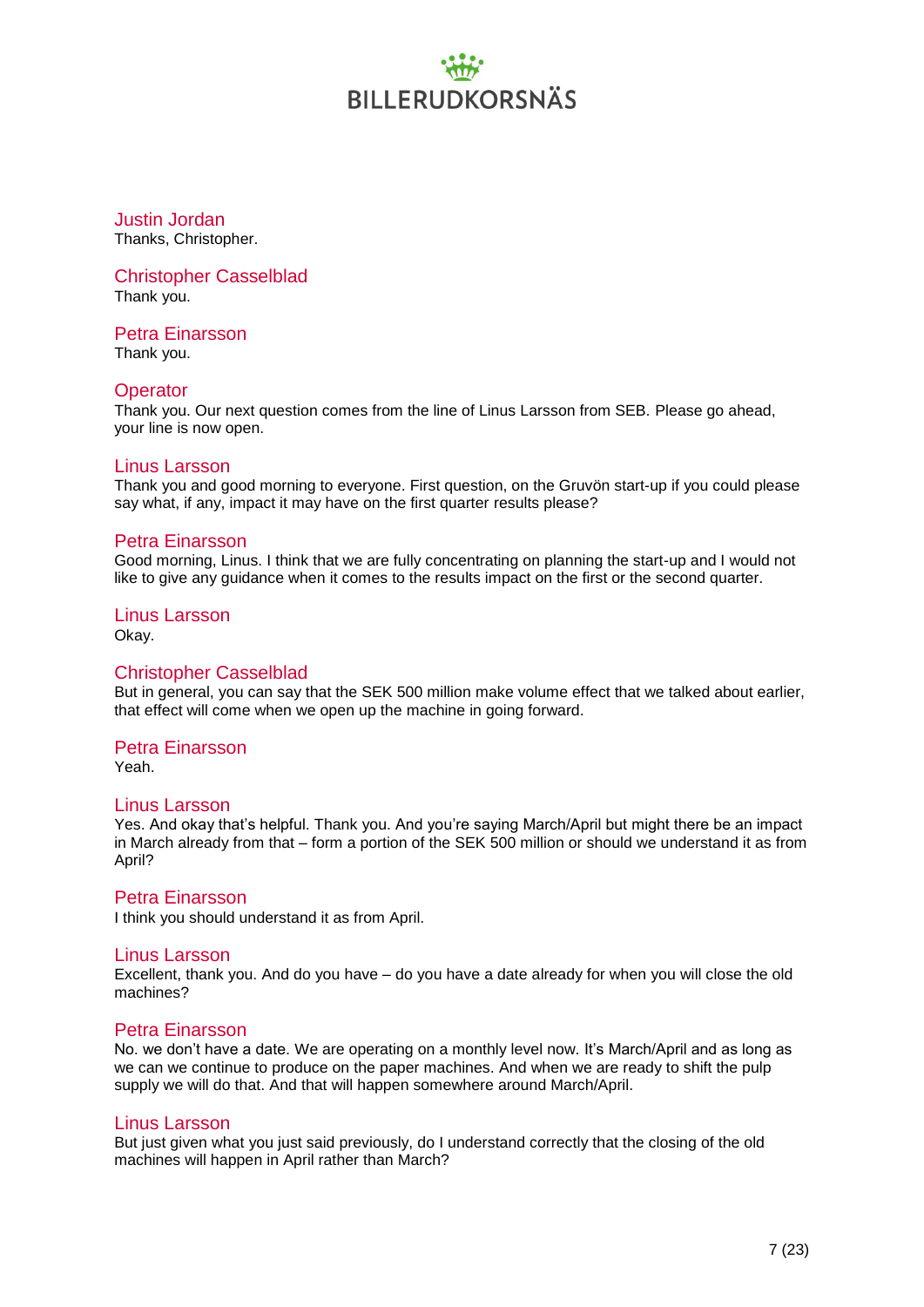**Justin Jordan**
Thanks, Christopher.

**Christopher Casselblad**
Thank you.

**Petra Einarsson**
Thank you.

**Operator**
Thank you. Our next question comes from the line of Linus Larsson from SEB. Please go ahead, your line is now open.

**Linus Larsson**
Thank you and good morning to everyone. First question, on the Gruvön start-up if you could please say what, if any, impact it may have on the first quarter results please?

**Petra Einarsson**
Good morning, Linus. I think that we are fully concentrating on planning the start-up and I would not like to give any guidance when it comes to the results impact on the first or the second quarter.

**Linus Larsson**
Okay.

**Christopher Casselblad**
But in general, you can say that the SEK 500 million make volume effect that we talked about earlier, that effect will come when we open up the machine in going forward.

**Petra Einarsson**
Yeah.

**Linus Larsson**
Yes. And okay that's helpful. Thank you. And you're saying March/April but might there be an impact in March already from that – form a portion of the SEK 500 million or should we understand it as from April?

**Petra Einarsson**
I think you should understand it as from April.

**Linus Larsson**
Excellent, thank you. And do you have – do you have a date already for when you will close the old machines?

**Petra Einarsson**
No. we don't have a date. We are operating on a monthly level now. It's March/April and as long as we can we continue to produce on the paper machines. And when we are ready to shift the pulp supply we will do that. And that will happen somewhere around March/April.

**Linus Larsson**
But just given what you just said previously, do I understand correctly that the closing of the old machines will happen in April rather than March?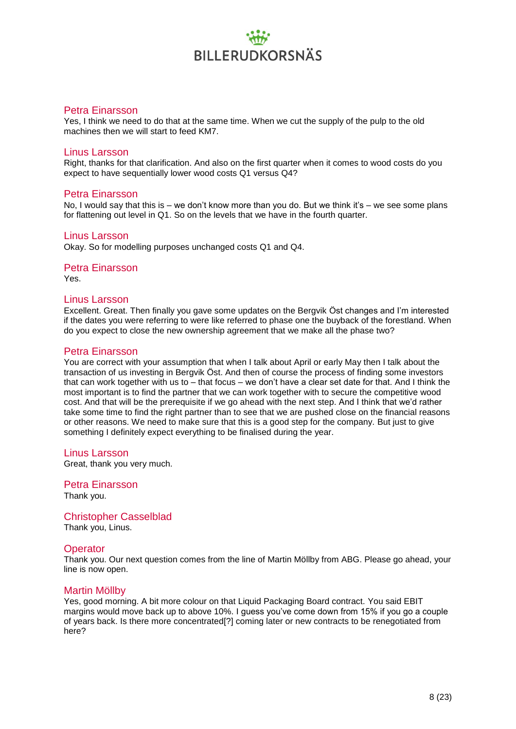### Petra Einarsson
Yes, I think we need to do that at the same time. When we cut the supply of the pulp to the old machines then we will start to feed KM7.

### Linus Larsson
Right, thanks for that clarification. And also on the first quarter when it comes to wood costs do you expect to have sequentially lower wood costs Q1 versus Q4?

### Petra Einarsson
No, I would say that this is – we don't know more than you do. But we think it's – we see some plans for flattening out level in Q1. So on the levels that we have in the fourth quarter.

### Linus Larsson
Okay. So for modelling purposes unchanged costs Q1 and Q4.

### Petra Einarsson
Yes.

### Linus Larsson
Excellent. Great. Then finally you gave some updates on the Bergvik Öst changes and I'm interested if the dates you were referring to were like referred to phase one the buyback of the forestland. When do you expect to close the new ownership agreement that we make all the phase two?

### Petra Einarsson
You are correct with your assumption that when I talk about April or early May then I talk about the transaction of us investing in Bergvik Öst. And then of course the process of finding some investors that can work together with us to – that focus – we don't have a clear set date for that. And I think the most important is to find the partner that we can work together with to secure the competitive wood cost. And that will be the prerequisite if we go ahead with the next step. And I think that we'd rather take some time to find the right partner than to see that we are pushed close on the financial reasons or other reasons. We need to make sure that this is a good step for the company. But just to give something I definitely expect everything to be finalised during the year.

### Linus Larsson
Great, thank you very much.

### Petra Einarsson
Thank you.

### Christopher Casselblad
Thank you, Linus.

### Operator
Thank you. Our next question comes from the line of Martin Möllby from ABG. Please go ahead, your line is now open.

### Martin Möllby
Yes, good morning. A bit more colour on that Liquid Packaging Board contract. You said EBIT margins would move back up to above 10%. I guess you've come down from 15% if you go a couple of years back. Is there more concentrated[?] coming later or new contracts to be renegotiated from here?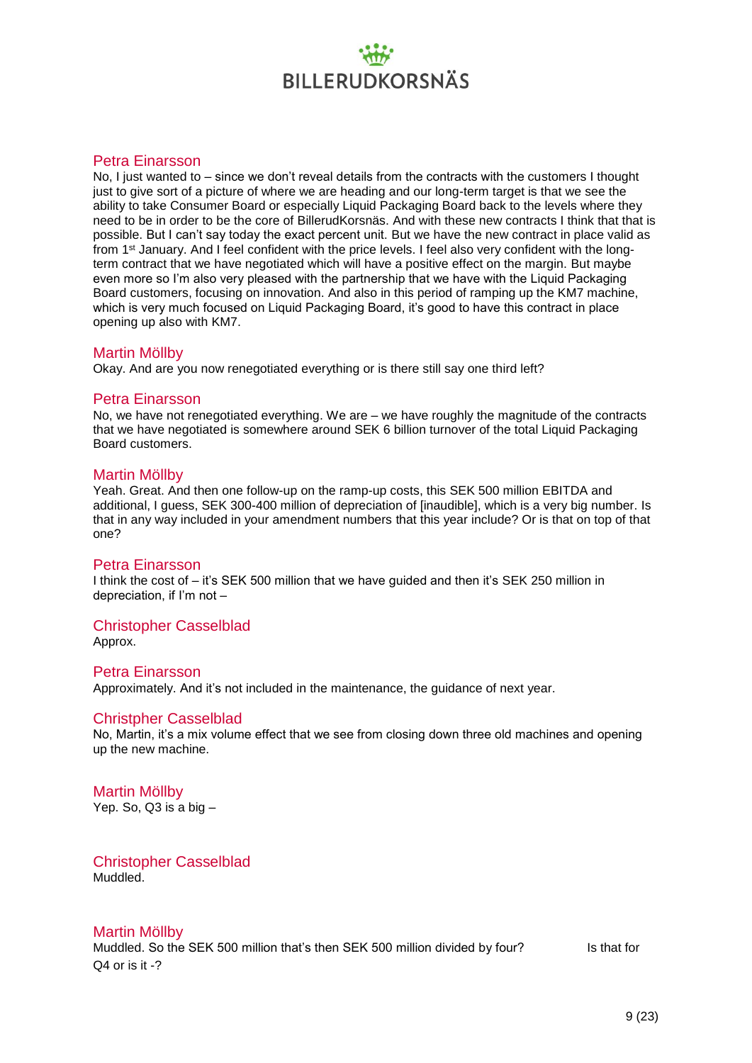Petra Einarsson

No, I just wanted to – since we don't reveal details from the contracts with the customers I thought just to give sort of a picture of where we are heading and our long-term target is that we see the ability to take Consumer Board or especially Liquid Packaging Board back to the levels where they need to be in order to be the core of BillerudKorsnäs. And with these new contracts I think that that is possible. But I can't say today the exact percent unit. But we have the new contract in place valid as from 1st January. And I feel confident with the price levels. I feel also very confident with the long-term contract that we have negotiated which will have a positive effect on the margin. But maybe even more so I'm also very pleased with the partnership that we have with the Liquid Packaging Board customers, focusing on innovation. And also in this period of ramping up the KM7 machine, which is very much focused on Liquid Packaging Board, it's good to have this contract in place opening up also with KM7.

Martin Möllby

Okay. And are you now renegotiated everything or is there still say one third left?

Petra Einarsson

No, we have not renegotiated everything. We are – we have roughly the magnitude of the contracts that we have negotiated is somewhere around SEK 6 billion turnover of the total Liquid Packaging Board customers.

Martin Möllby

Yeah. Great. And then one follow-up on the ramp-up costs, this SEK 500 million EBITDA and additional, I guess, SEK 300-400 million of depreciation of [inaudible], which is a very big number. Is that in any way included in your amendment numbers that this year include? Or is that on top of that one?

Petra Einarsson

I think the cost of – it's SEK 500 million that we have guided and then it's SEK 250 million in depreciation, if I'm not –

Christopher Casselblad

Approx.

Petra Einarsson

Approximately. And it's not included in the maintenance, the guidance of next year.

Christpher Casselblad

No, Martin, it's a mix volume effect that we see from closing down three old machines and opening up the new machine.

Martin Möllby

Yep. So, Q3 is a big –

Christopher Casselblad

Muddled.

Martin Möllby

Muddled. So the SEK 500 million that's then SEK 500 million divided by four? Is that for Q4 or is it -?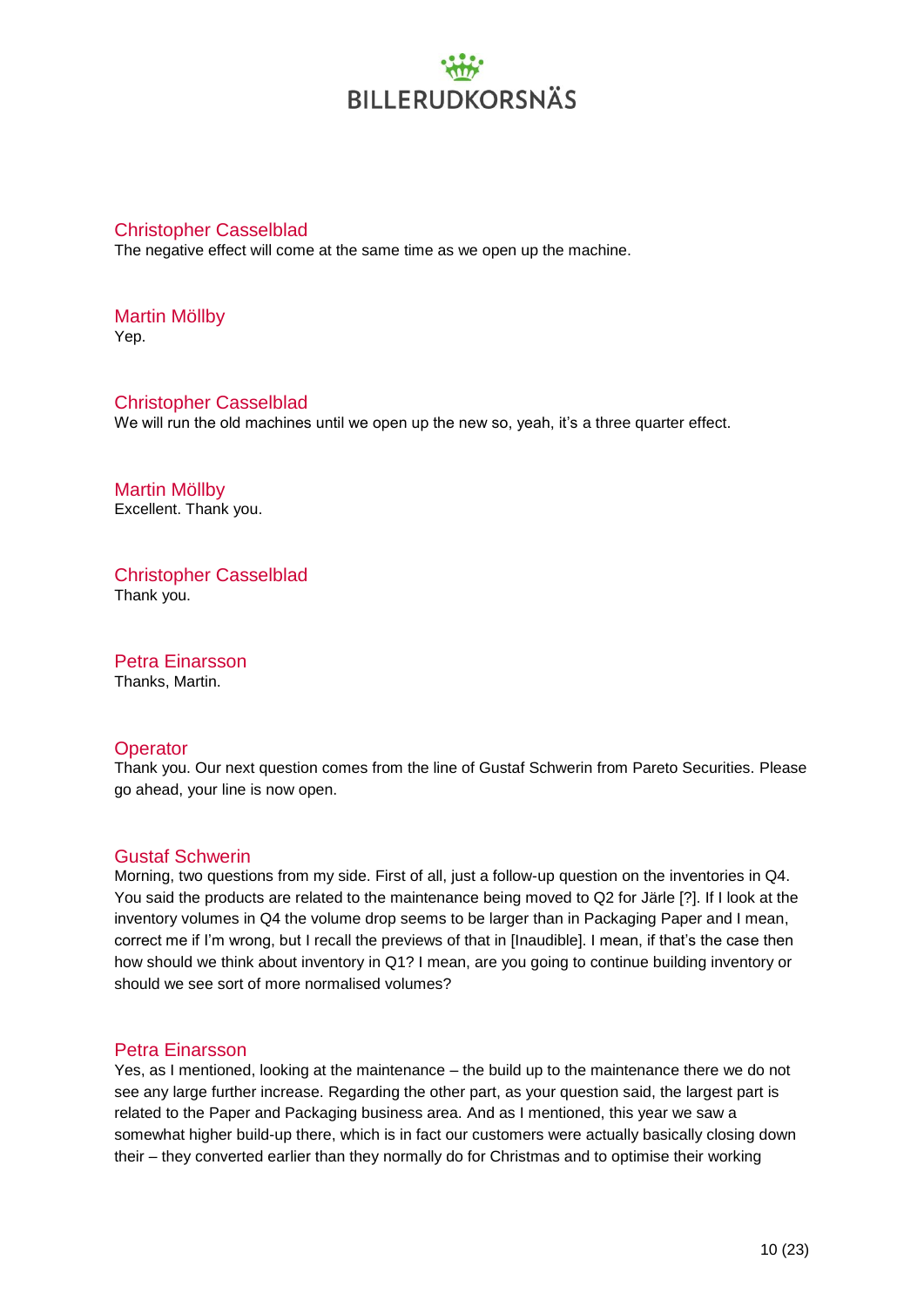**Christopher Casselblad**
The negative effect will come at the same time as we open up the machine.

**Martin Möllby**
Yep.

**Christopher Casselblad**
We will run the old machines until we open up the new so, yeah, it's a three quarter effect.

**Martin Möllby**
Excellent. Thank you.

**Christopher Casselblad**
Thank you.

**Petra Einarsson**
Thanks, Martin.

**Operator**
Thank you. Our next question comes from the line of Gustaf Schwerin from Pareto Securities. Please go ahead, your line is now open.

**Gustaf Schwerin**
Morning, two questions from my side. First of all, just a follow-up question on the inventories in Q4. You said the products are related to the maintenance being moved to Q2 for Järle [?]. If I look at the inventory volumes in Q4 the volume drop seems to be larger than in Packaging Paper and I mean, correct me if I'm wrong, but I recall the previews of that in [Inaudible]. I mean, if that's the case then how should we think about inventory in Q1? I mean, are you going to continue building inventory or should we see sort of more normalised volumes?

**Petra Einarsson**
Yes, as I mentioned, looking at the maintenance – the build up to the maintenance there we do not see any large further increase. Regarding the other part, as your question said, the largest part is related to the Paper and Packaging business area. And as I mentioned, this year we saw a somewhat higher build-up there, which is in fact our customers were actually basically closing down their – they converted earlier than they normally do for Christmas and to optimise their working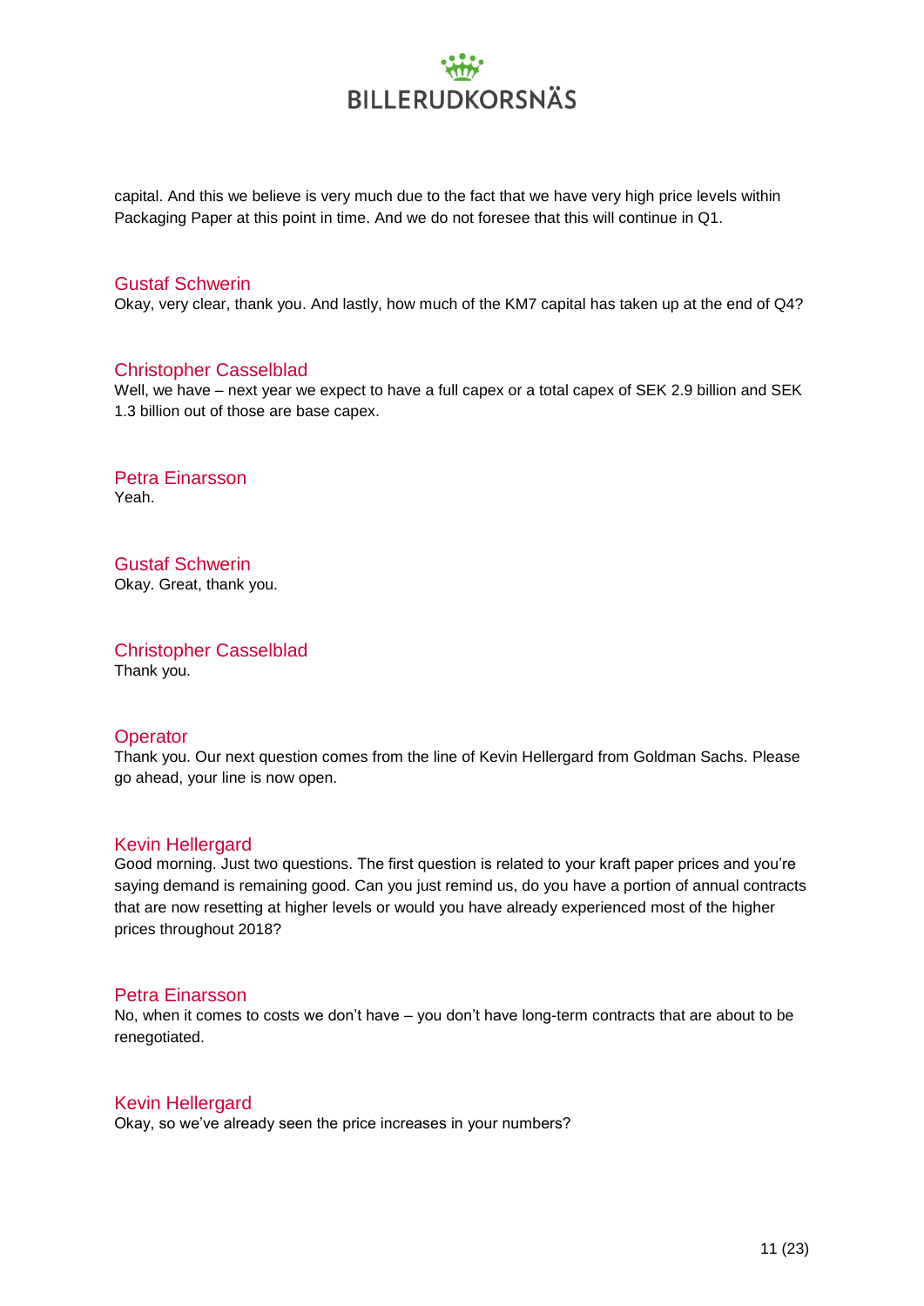capital. And this we believe is very much due to the fact that we have very high price levels within Packaging Paper at this point in time. And we do not foresee that this will continue in Q1.

**Gustaf Schwerin**
Okay, very clear, thank you. And lastly, how much of the KM7 capital has taken up at the end of Q4?

**Christopher Casselblad**
Well, we have – next year we expect to have a full capex or a total capex of SEK 2.9 billion and SEK 1.3 billion out of those are base capex.

**Petra Einarsson**
Yeah.

**Gustaf Schwerin**
Okay. Great, thank you.

**Christopher Casselblad**
Thank you.

**Operator**
Thank you. Our next question comes from the line of Kevin Hellergard from Goldman Sachs. Please go ahead, your line is now open.

**Kevin Hellergard**
Good morning. Just two questions. The first question is related to your kraft paper prices and you're saying demand is remaining good. Can you just remind us, do you have a portion of annual contracts that are now resetting at higher levels or would you have already experienced most of the higher prices throughout 2018?

**Petra Einarsson**
No, when it comes to costs we don't have – you don't have long-term contracts that are about to be renegotiated.

**Kevin Hellergard**
Okay, so we've already seen the price increases in your numbers?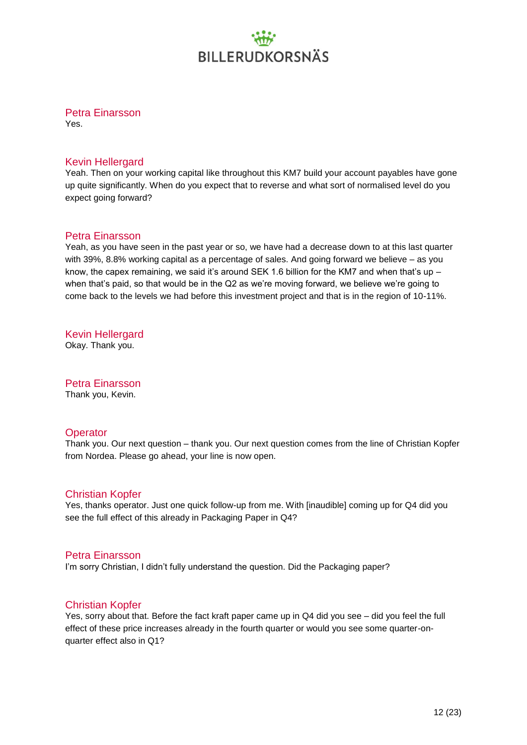Petra Einarsson

Yes.

Kevin Hellergard

Yeah. Then on your working capital like throughout this KM7 build your account payables have gone up quite significantly. When do you expect that to reverse and what sort of normalised level do you expect going forward?

Petra Einarsson

Yeah, as you have seen in the past year or so, we have had a decrease down to at this last quarter with 39%, 8.8% working capital as a percentage of sales. And going forward we believe – as you know, the capex remaining, we said it's around SEK 1.6 billion for the KM7 and when that's up – when that's paid, so that would be in the Q2 as we're moving forward, we believe we're going to come back to the levels we had before this investment project and that is in the region of 10-11%.

Kevin Hellergard

Okay. Thank you.

Petra Einarsson

Thank you, Kevin.

Operator

Thank you. Our next question – thank you. Our next question comes from the line of Christian Kopfer from Nordea. Please go ahead, your line is now open.

Christian Kopfer

Yes, thanks operator. Just one quick follow-up from me. With [inaudible] coming up for Q4 did you see the full effect of this already in Packaging Paper in Q4?

Petra Einarsson

I'm sorry Christian, I didn't fully understand the question. Did the Packaging paper?

Christian Kopfer

Yes, sorry about that. Before the fact kraft paper came up in Q4 did you see – did you feel the full effect of these price increases already in the fourth quarter or would you see some quarter-on-quarter effect also in Q1?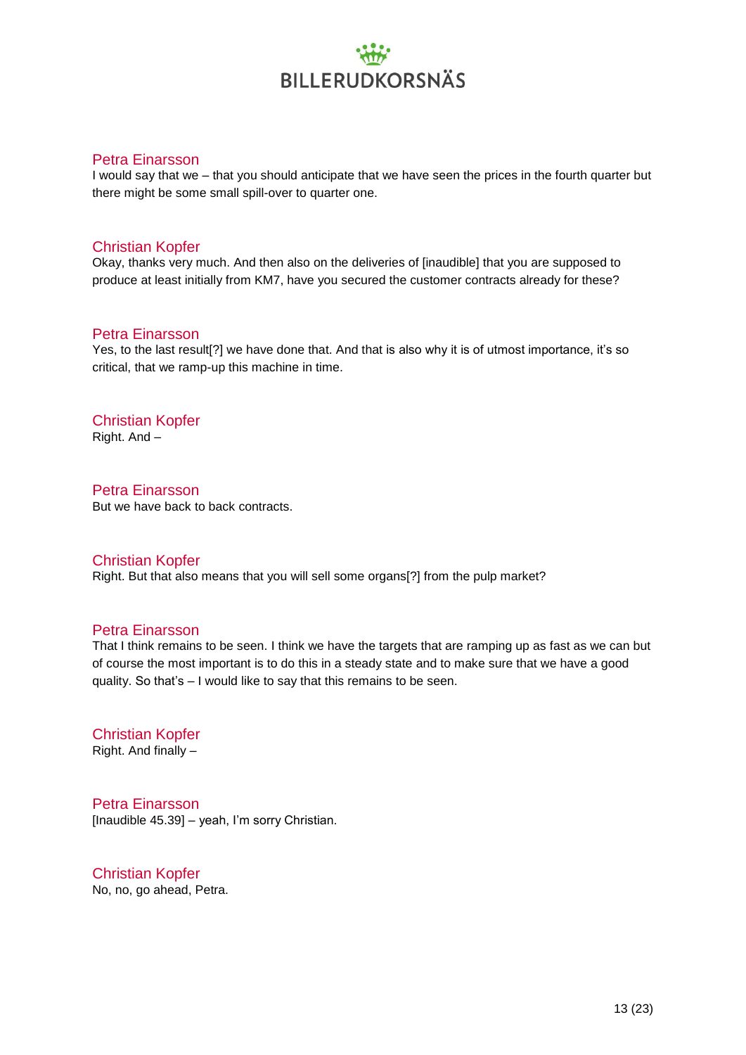Petra Einarsson

I would say that we – that you should anticipate that we have seen the prices in the fourth quarter but there might be some small spill-over to quarter one.

Christian Kopfer

Okay, thanks very much. And then also on the deliveries of [inaudible] that you are supposed to produce at least initially from KM7, have you secured the customer contracts already for these?

Petra Einarsson

Yes, to the last result[?] we have done that. And that is also why it is of utmost importance, it's so critical, that we ramp-up this machine in time.

Christian Kopfer

Right. And –

Petra Einarsson

But we have back to back contracts.

Christian Kopfer

Right. But that also means that you will sell some organs[?] from the pulp market?

Petra Einarsson

That I think remains to be seen. I think we have the targets that are ramping up as fast as we can but of course the most important is to do this in a steady state and to make sure that we have a good quality. So that's – I would like to say that this remains to be seen.

Christian Kopfer

Right. And finally –

Petra Einarsson

[Inaudible 45.39] – yeah, I'm sorry Christian.

Christian Kopfer

No, no, go ahead, Petra.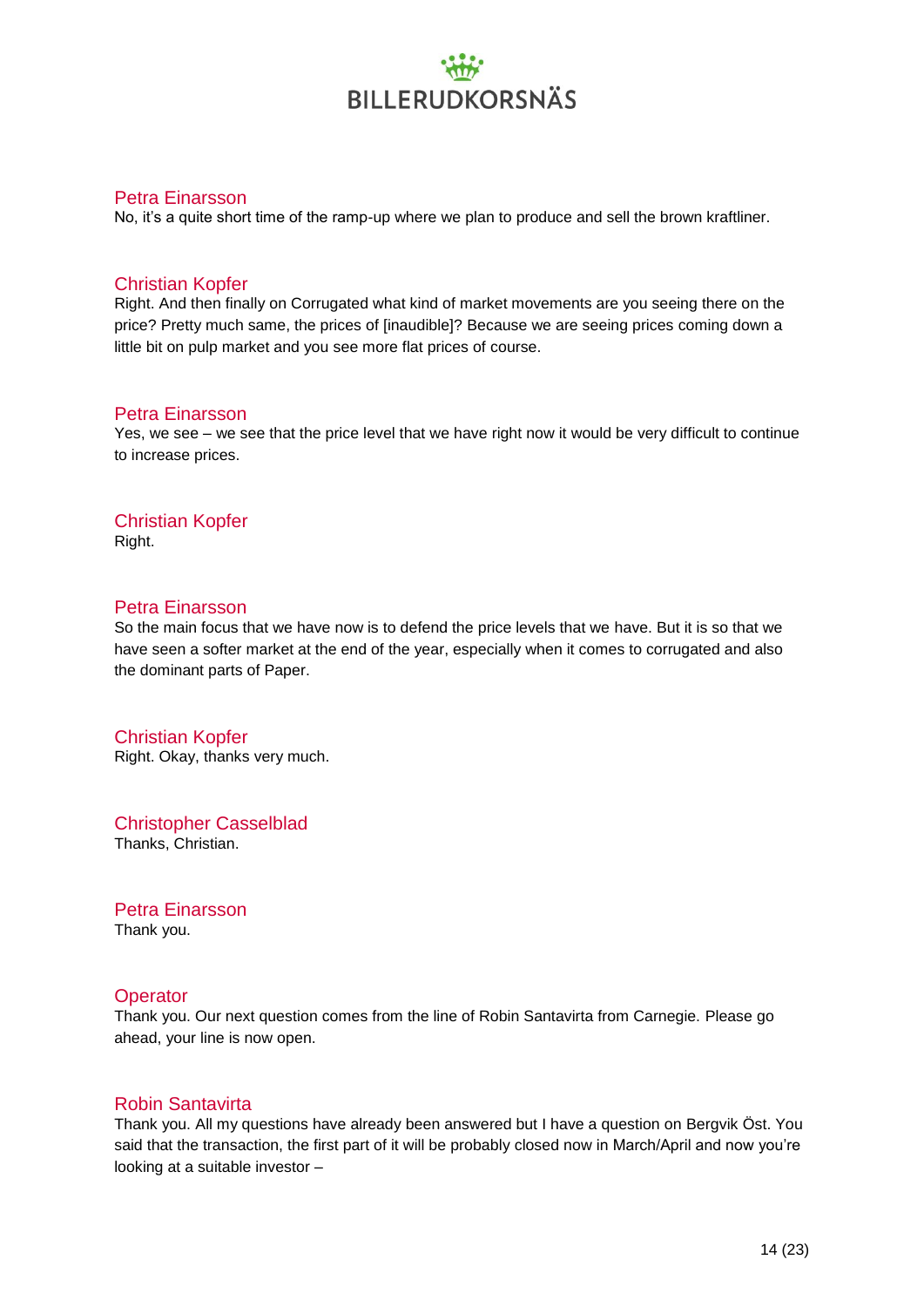**Petra Einarsson**
No, it's a quite short time of the ramp-up where we plan to produce and sell the brown kraftliner.

**Christian Kopfer**
Right. And then finally on Corrugated what kind of market movements are you seeing there on the price? Pretty much same, the prices of [inaudible]? Because we are seeing prices coming down a little bit on pulp market and you see more flat prices of course.

**Petra Einarsson**
Yes, we see – we see that the price level that we have right now it would be very difficult to continue to increase prices.

**Christian Kopfer**
Right.

**Petra Einarsson**
So the main focus that we have now is to defend the price levels that we have. But it is so that we have seen a softer market at the end of the year, especially when it comes to corrugated and also the dominant parts of Paper.

**Christian Kopfer**
Right. Okay, thanks very much.

**Christopher Casselblad**
Thanks, Christian.

**Petra Einarsson**
Thank you.

**Operator**
Thank you. Our next question comes from the line of Robin Santavirta from Carnegie. Please go ahead, your line is now open.

**Robin Santavirta**
Thank you. All my questions have already been answered but I have a question on Bergvik Öst. You said that the transaction, the first part of it will be probably closed now in March/April and now you're looking at a suitable investor –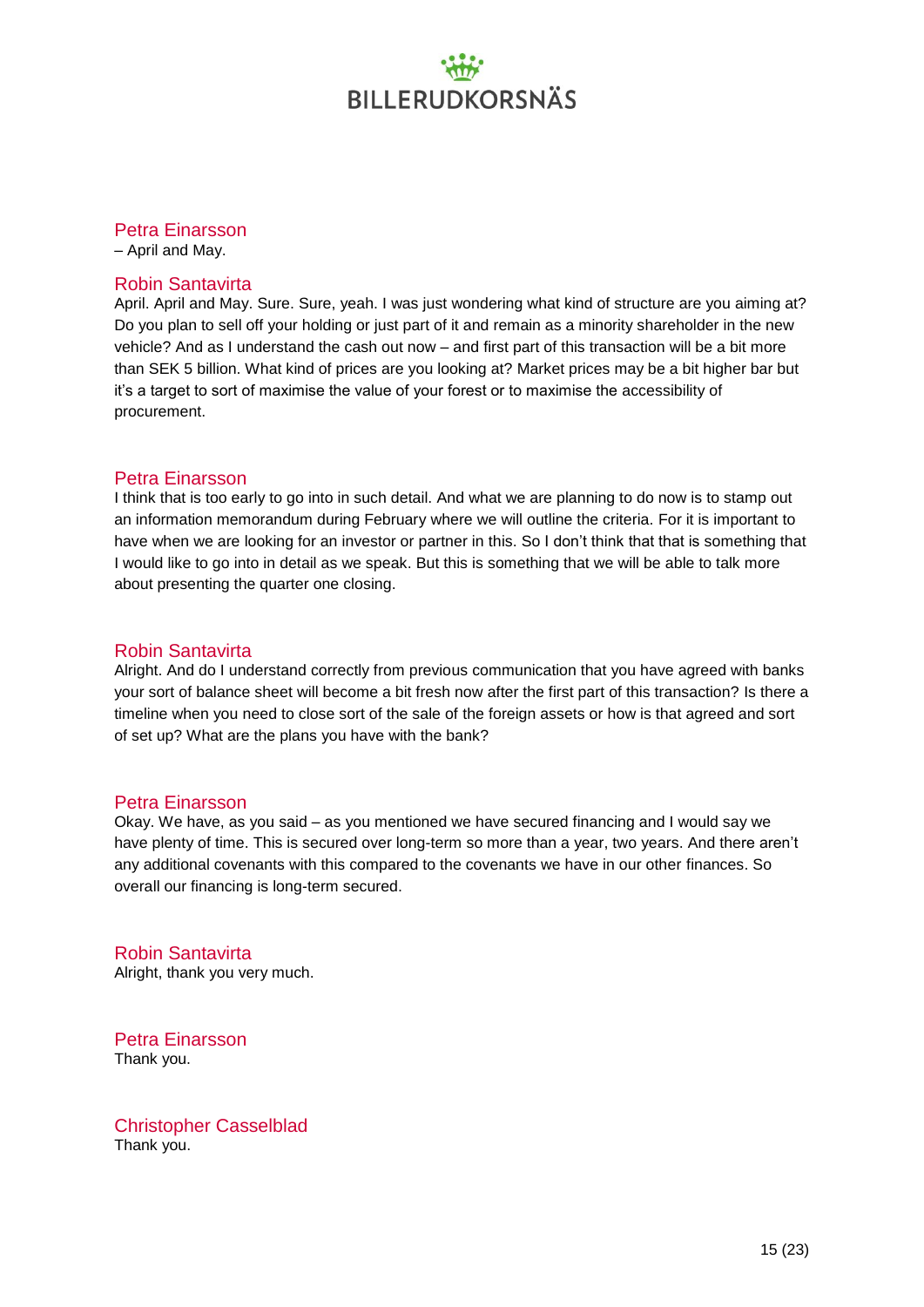**Petra Einarsson**
– April and May.

**Robin Santavirta**
April. April and May. Sure. Sure, yeah. I was just wondering what kind of structure are you aiming at? Do you plan to sell off your holding or just part of it and remain as a minority shareholder in the new vehicle? And as I understand the cash out now – and first part of this transaction will be a bit more than SEK 5 billion. What kind of prices are you looking at? Market prices may be a bit higher bar but it's a target to sort of maximise the value of your forest or to maximise the accessibility of procurement.

**Petra Einarsson**
I think that is too early to go into in such detail. And what we are planning to do now is to stamp out an information memorandum during February where we will outline the criteria. For it is important to have when we are looking for an investor or partner in this. So I don't think that that is something that I would like to go into in detail as we speak. But this is something that we will be able to talk more about presenting the quarter one closing.

**Robin Santavirta**
Alright. And do I understand correctly from previous communication that you have agreed with banks your sort of balance sheet will become a bit fresh now after the first part of this transaction? Is there a timeline when you need to close sort of the sale of the foreign assets or how is that agreed and sort of set up? What are the plans you have with the bank?

**Petra Einarsson**
Okay. We have, as you said – as you mentioned we have secured financing and I would say we have plenty of time. This is secured over long-term so more than a year, two years. And there aren't any additional covenants with this compared to the covenants we have in our other finances. So overall our financing is long-term secured.

**Robin Santavirta**
Alright, thank you very much.

**Petra Einarsson**
Thank you.

**Christopher Casselblad**
Thank you.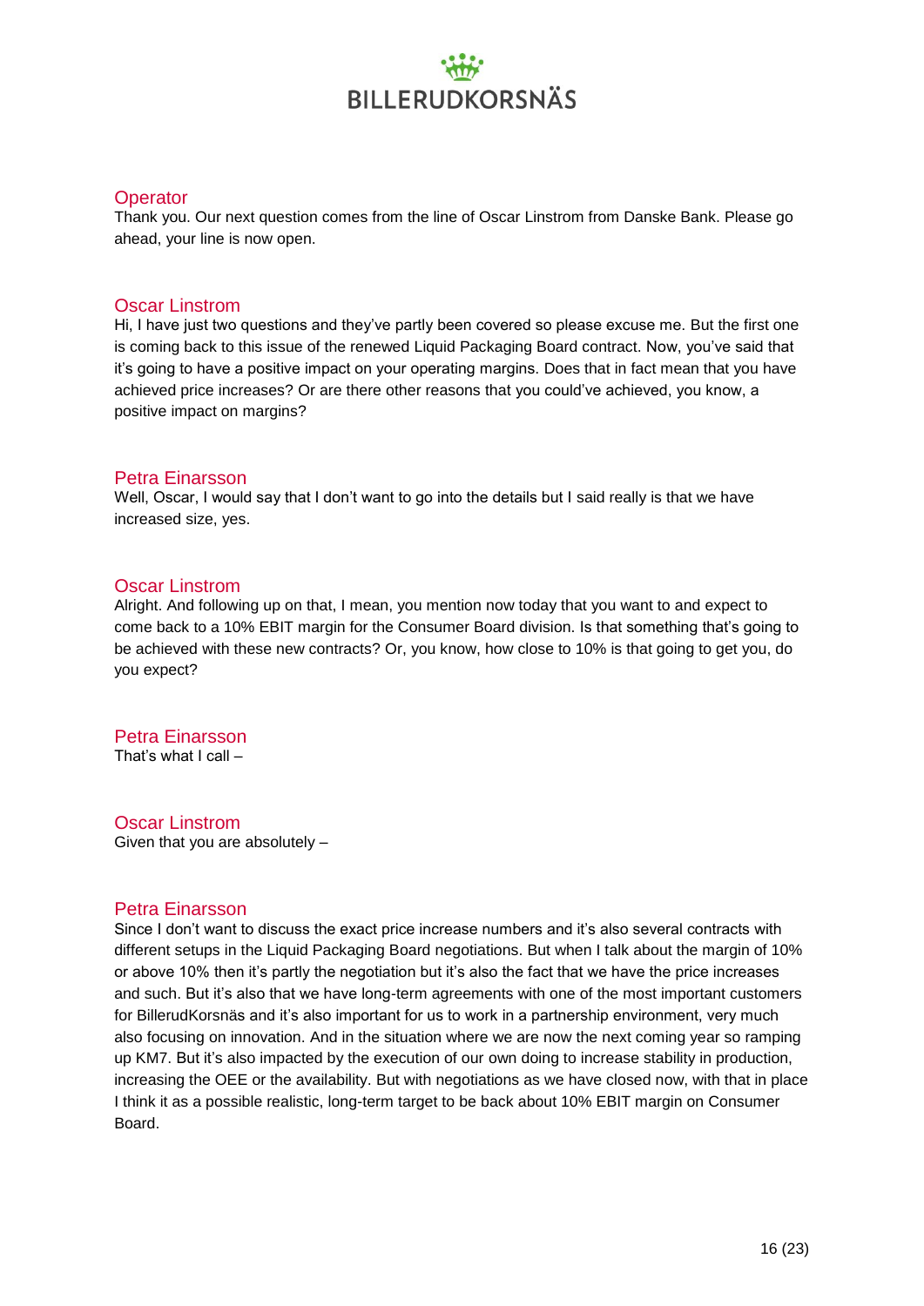Operator

Thank you. Our next question comes from the line of Oscar Linstrom from Danske Bank. Please go ahead, your line is now open.

Oscar Linstrom

Hi, I have just two questions and they've partly been covered so please excuse me. But the first one is coming back to this issue of the renewed Liquid Packaging Board contract. Now, you've said that it's going to have a positive impact on your operating margins. Does that in fact mean that you have achieved price increases? Or are there other reasons that you could've achieved, you know, a positive impact on margins?

Petra Einarsson

Well, Oscar, I would say that I don't want to go into the details but I said really is that we have increased size, yes.

Oscar Linstrom

Alright. And following up on that, I mean, you mention now today that you want to and expect to come back to a 10% EBIT margin for the Consumer Board division. Is that something that's going to be achieved with these new contracts? Or, you know, how close to 10% is that going to get you, do you expect?

Petra Einarsson

That's what I call –

Oscar Linstrom

Given that you are absolutely –

Petra Einarsson

Since I don't want to discuss the exact price increase numbers and it's also several contracts with different setups in the Liquid Packaging Board negotiations. But when I talk about the margin of 10% or above 10% then it's partly the negotiation but it's also the fact that we have the price increases and such. But it's also that we have long-term agreements with one of the most important customers for BillerudKorsnäs and it's also important for us to work in a partnership environment, very much also focusing on innovation. And in the situation where we are now the next coming year so ramping up KM7. But it's also impacted by the execution of our own doing to increase stability in production, increasing the OEE or the availability. But with negotiations as we have closed now, with that in place I think it as a possible realistic, long-term target to be back about 10% EBIT margin on Consumer Board.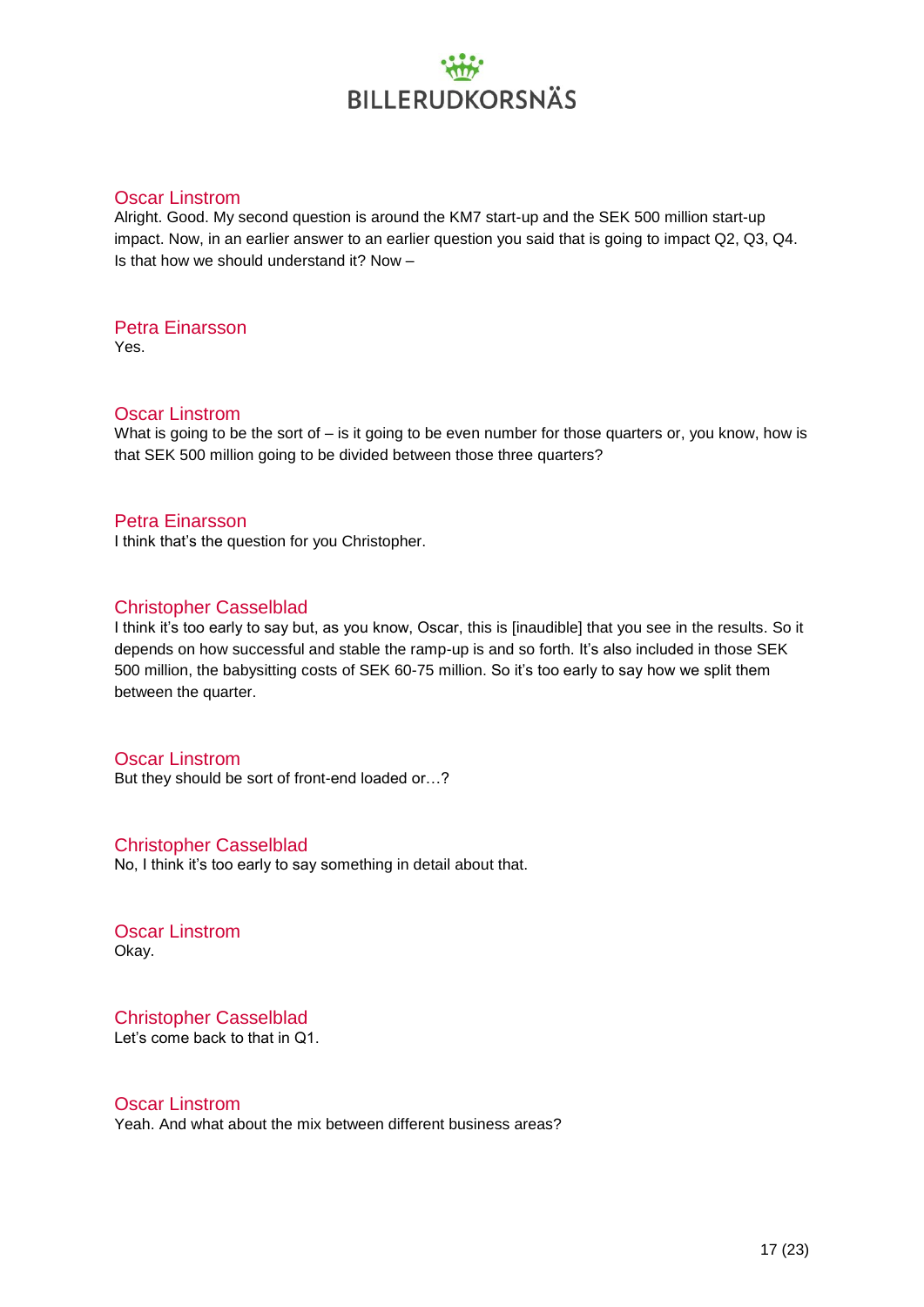**Oscar Linstrom**
Alright. Good. My second question is around the KM7 start-up and the SEK 500 million start-up impact. Now, in an earlier answer to an earlier question you said that is going to impact Q2, Q3, Q4. Is that how we should understand it? Now –

**Petra Einarsson**
Yes.

**Oscar Linstrom**
What is going to be the sort of – is it going to be even number for those quarters or, you know, how is that SEK 500 million going to be divided between those three quarters?

**Petra Einarsson**
I think that's the question for you Christopher.

**Christopher Casselblad**
I think it's too early to say but, as you know, Oscar, this is [inaudible] that you see in the results. So it depends on how successful and stable the ramp-up is and so forth. It's also included in those SEK 500 million, the babysitting costs of SEK 60-75 million. So it's too early to say how we split them between the quarter.

**Oscar Linstrom**
But they should be sort of front-end loaded or…?

**Christopher Casselblad**
No, I think it's too early to say something in detail about that.

**Oscar Linstrom**
Okay.

**Christopher Casselblad**
Let's come back to that in Q1.

**Oscar Linstrom**
Yeah. And what about the mix between different business areas?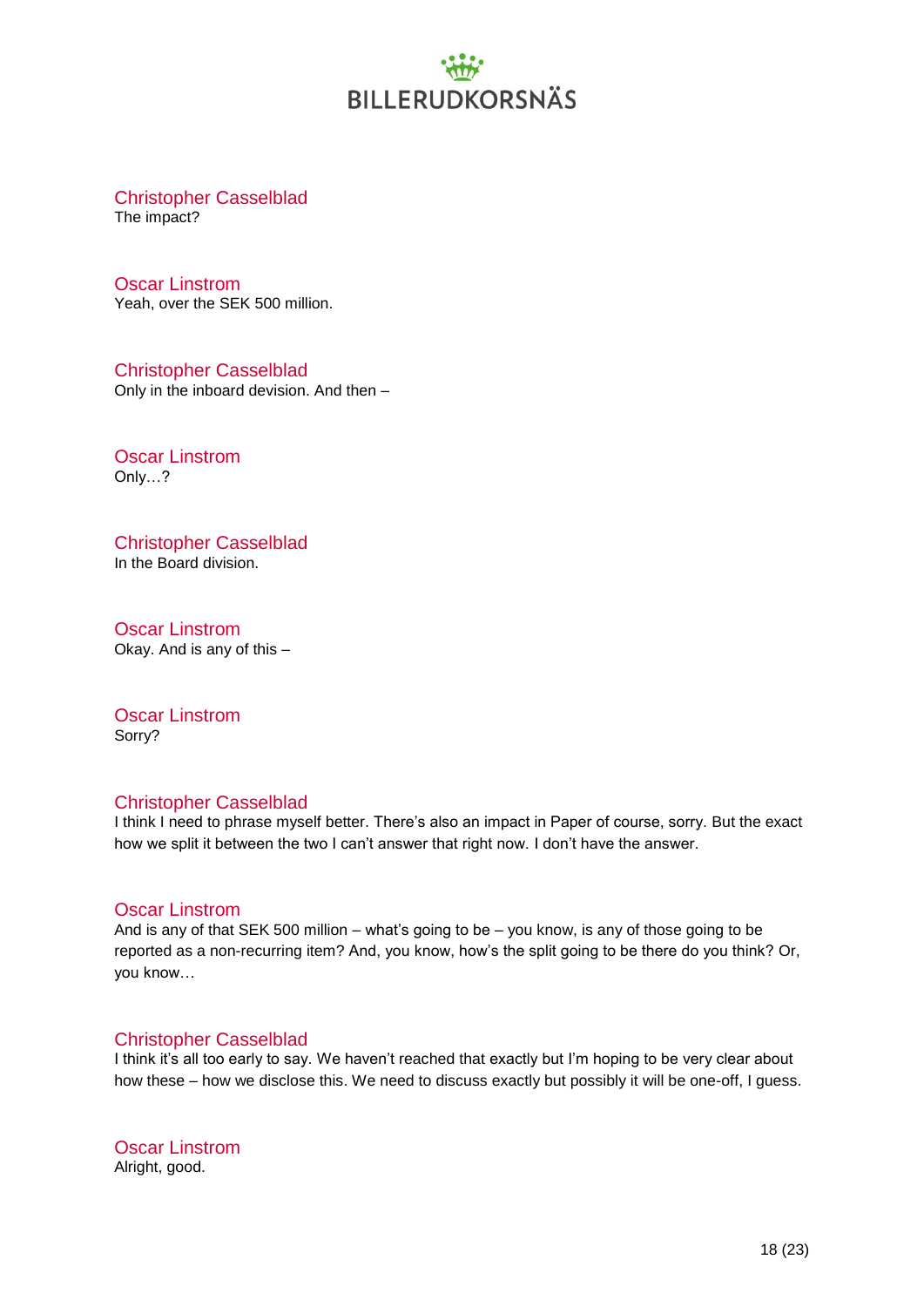Christopher Casselblad
The impact?

Oscar Linstrom
Yeah, over the SEK 500 million.

Christopher Casselblad
Only in the inboard devision. And then –

Oscar Linstrom
Only…?

Christopher Casselblad
In the Board division.

Oscar Linstrom
Okay. And is any of this –

Oscar Linstrom
Sorry?

Christopher Casselblad
I think I need to phrase myself better. There's also an impact in Paper of course, sorry. But the exact how we split it between the two I can't answer that right now. I don't have the answer.

Oscar Linstrom
And is any of that SEK 500 million – what's going to be – you know, is any of those going to be reported as a non-recurring item? And, you know, how's the split going to be there do you think? Or, you know…

Christopher Casselblad
I think it's all too early to say. We haven't reached that exactly but I'm hoping to be very clear about how these – how we disclose this. We need to discuss exactly but possibly it will be one-off, I guess.

Oscar Linstrom
Alright, good.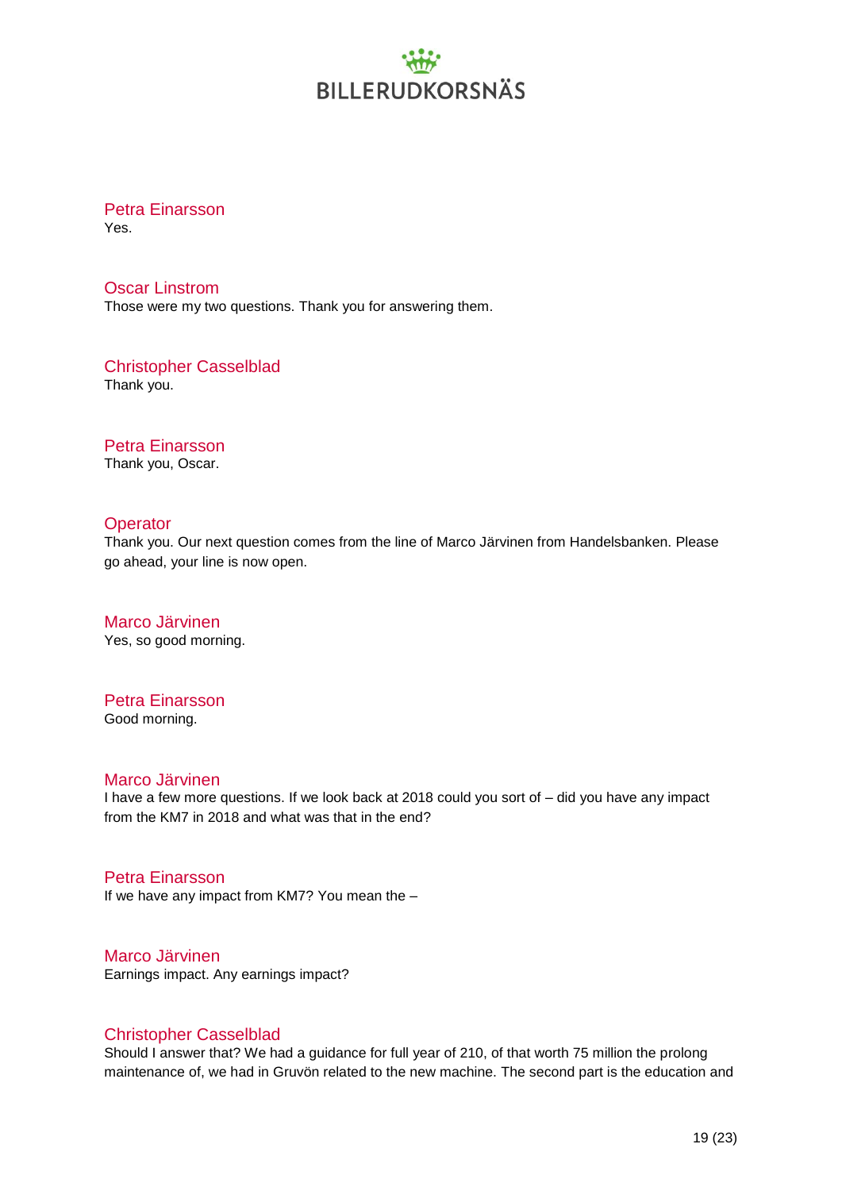Petra Einarsson
Yes.

Oscar Linstrom
Those were my two questions. Thank you for answering them.

Christopher Casselblad
Thank you.

Petra Einarsson
Thank you, Oscar.

Operator
Thank you. Our next question comes from the line of Marco Järvinen from Handelsbanken. Please go ahead, your line is now open.

Marco Järvinen
Yes, so good morning.

Petra Einarsson
Good morning.

Marco Järvinen
I have a few more questions. If we look back at 2018 could you sort of – did you have any impact from the KM7 in 2018 and what was that in the end?

Petra Einarsson
If we have any impact from KM7? You mean the –

Marco Järvinen
Earnings impact. Any earnings impact?

Christopher Casselblad
Should I answer that? We had a guidance for full year of 210, of that worth 75 million the prolong maintenance of, we had in Gruvön related to the new machine. The second part is the education and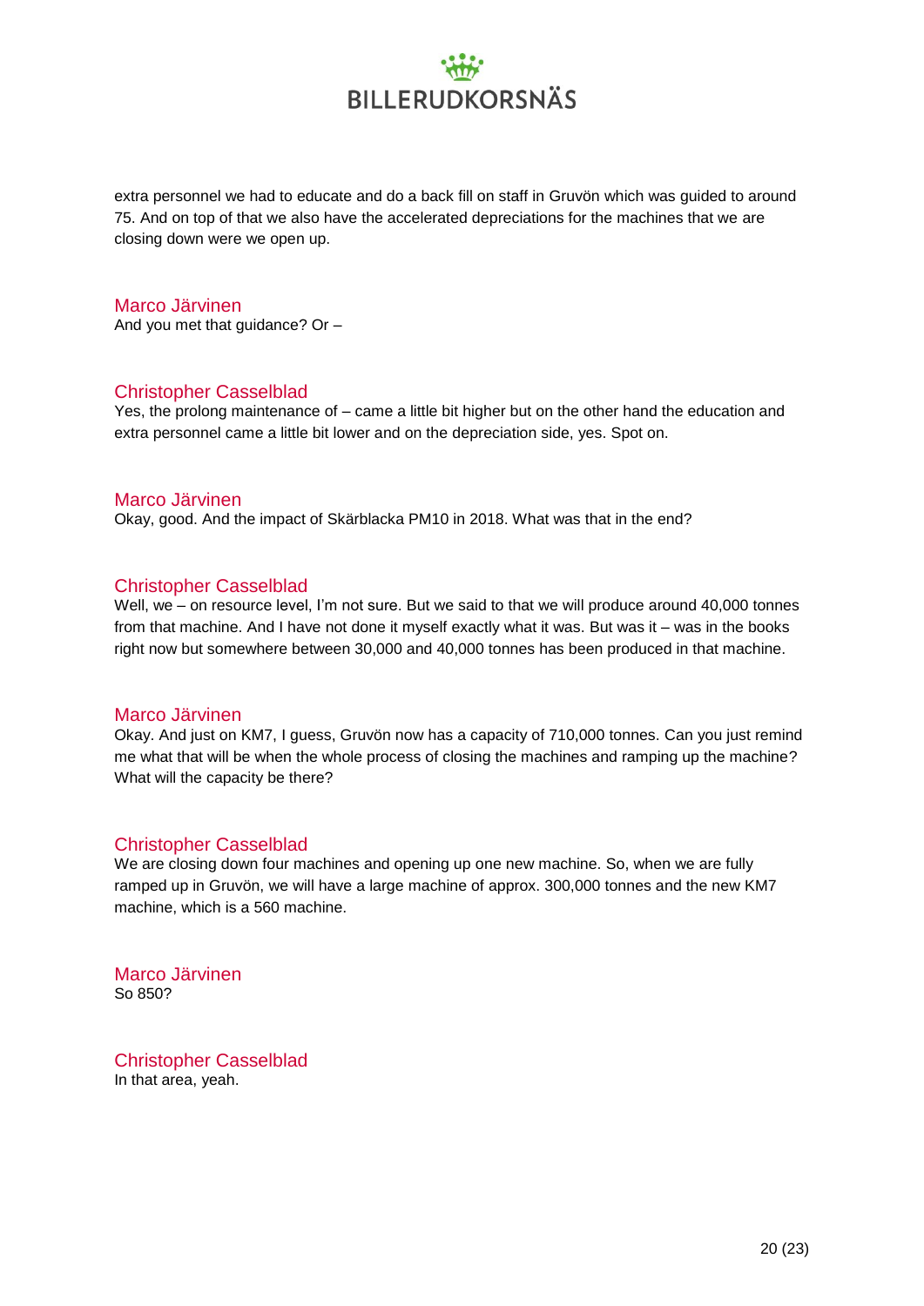extra personnel we had to educate and do a back fill on staff in Gruvön which was guided to around 75. And on top of that we also have the accelerated depreciations for the machines that we are closing down were we open up.

Marco Järvinen

And you met that guidance? Or –

Christopher Casselblad

Yes, the prolong maintenance of – came a little bit higher but on the other hand the education and extra personnel came a little bit lower and on the depreciation side, yes. Spot on.

Marco Järvinen

Okay, good. And the impact of Skärblacka PM10 in 2018. What was that in the end?

Christopher Casselblad

Well, we – on resource level, I'm not sure. But we said to that we will produce around 40,000 tonnes from that machine. And I have not done it myself exactly what it was. But was it – was in the books right now but somewhere between 30,000 and 40,000 tonnes has been produced in that machine.

Marco Järvinen

Okay. And just on KM7, I guess, Gruvön now has a capacity of 710,000 tonnes. Can you just remind me what that will be when the whole process of closing the machines and ramping up the machine? What will the capacity be there?

Christopher Casselblad

We are closing down four machines and opening up one new machine. So, when we are fully ramped up in Gruvön, we will have a large machine of approx. 300,000 tonnes and the new KM7 machine, which is a 560 machine.

Marco Järvinen

So 850?

Christopher Casselblad

In that area, yeah.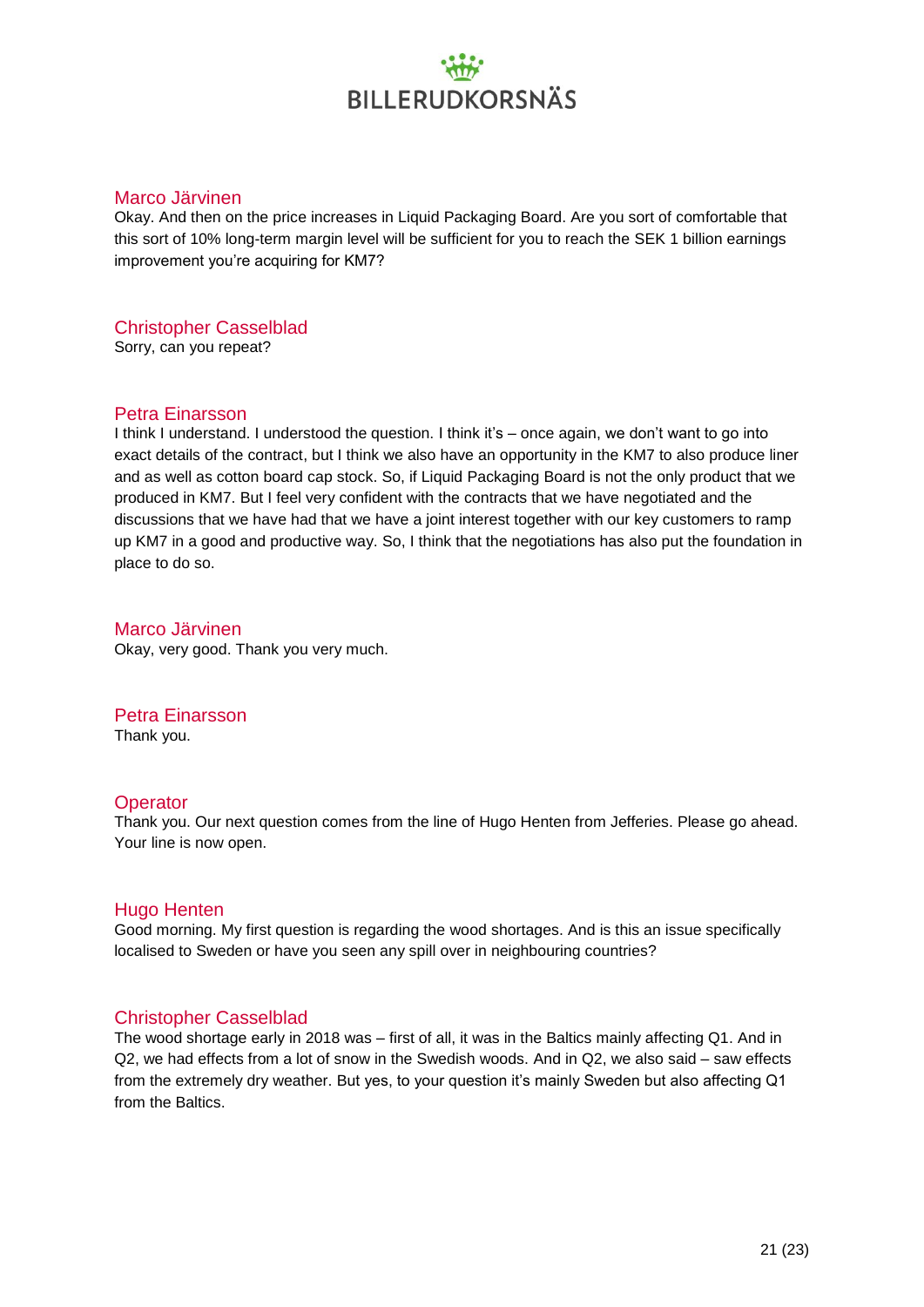Marco Järvinen
Okay. And then on the price increases in Liquid Packaging Board. Are you sort of comfortable that this sort of 10% long-term margin level will be sufficient for you to reach the SEK 1 billion earnings improvement you're acquiring for KM7?

Christopher Casselblad
Sorry, can you repeat?

Petra Einarsson
I think I understand. I understood the question. I think it's – once again, we don't want to go into exact details of the contract, but I think we also have an opportunity in the KM7 to also produce liner and as well as cotton board cap stock. So, if Liquid Packaging Board is not the only product that we produced in KM7. But I feel very confident with the contracts that we have negotiated and the discussions that we have had that we have a joint interest together with our key customers to ramp up KM7 in a good and productive way. So, I think that the negotiations has also put the foundation in place to do so.

Marco Järvinen
Okay, very good. Thank you very much.

Petra Einarsson
Thank you.

Operator
Thank you. Our next question comes from the line of Hugo Henten from Jefferies. Please go ahead. Your line is now open.

Hugo Henten
Good morning. My first question is regarding the wood shortages. And is this an issue specifically localised to Sweden or have you seen any spill over in neighbouring countries?

Christopher Casselblad
The wood shortage early in 2018 was – first of all, it was in the Baltics mainly affecting Q1. And in Q2, we had effects from a lot of snow in the Swedish woods. And in Q2, we also said – saw effects from the extremely dry weather. But yes, to your question it's mainly Sweden but also affecting Q1 from the Baltics.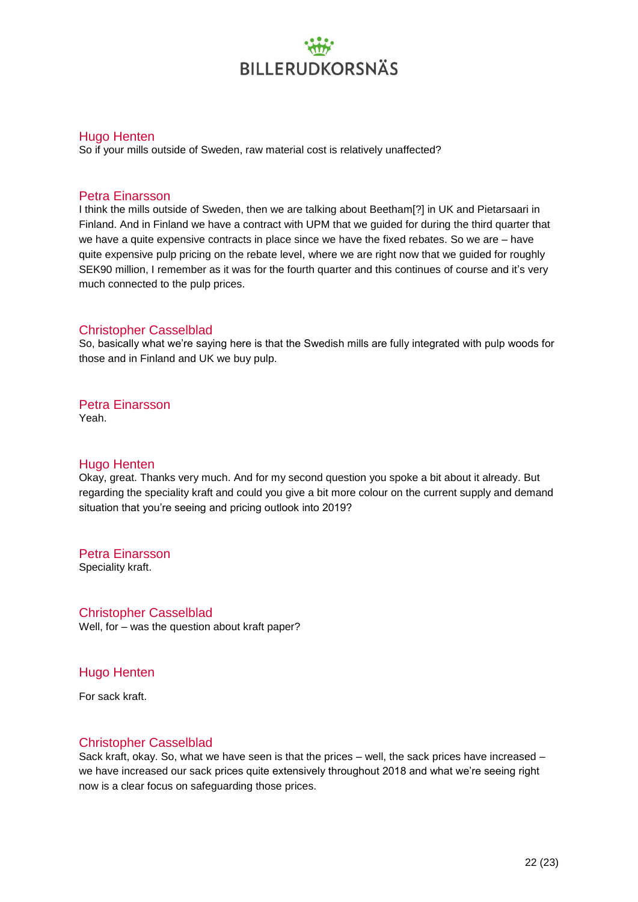**Hugo Henten**

So if your mills outside of Sweden, raw material cost is relatively unaffected?

**Petra Einarsson**

I think the mills outside of Sweden, then we are talking about Beetham[?] in UK and Pietarsaari in Finland. And in Finland we have a contract with UPM that we guided for during the third quarter that we have a quite expensive contracts in place since we have the fixed rebates. So we are – have quite expensive pulp pricing on the rebate level, where we are right now that we guided for roughly SEK90 million, I remember as it was for the fourth quarter and this continues of course and it's very much connected to the pulp prices.

**Christopher Casselblad**

So, basically what we're saying here is that the Swedish mills are fully integrated with pulp woods for those and in Finland and UK we buy pulp.

**Petra Einarsson**

Yeah.

**Hugo Henten**

Okay, great. Thanks very much. And for my second question you spoke a bit about it already. But regarding the speciality kraft and could you give a bit more colour on the current supply and demand situation that you're seeing and pricing outlook into 2019?

**Petra Einarsson**

Speciality kraft.

**Christopher Casselblad**

Well, for – was the question about kraft paper?

**Hugo Henten**

For sack kraft.

**Christopher Casselblad**

Sack kraft, okay. So, what we have seen is that the prices – well, the sack prices have increased – we have increased our sack prices quite extensively throughout 2018 and what we're seeing right now is a clear focus on safeguarding those prices.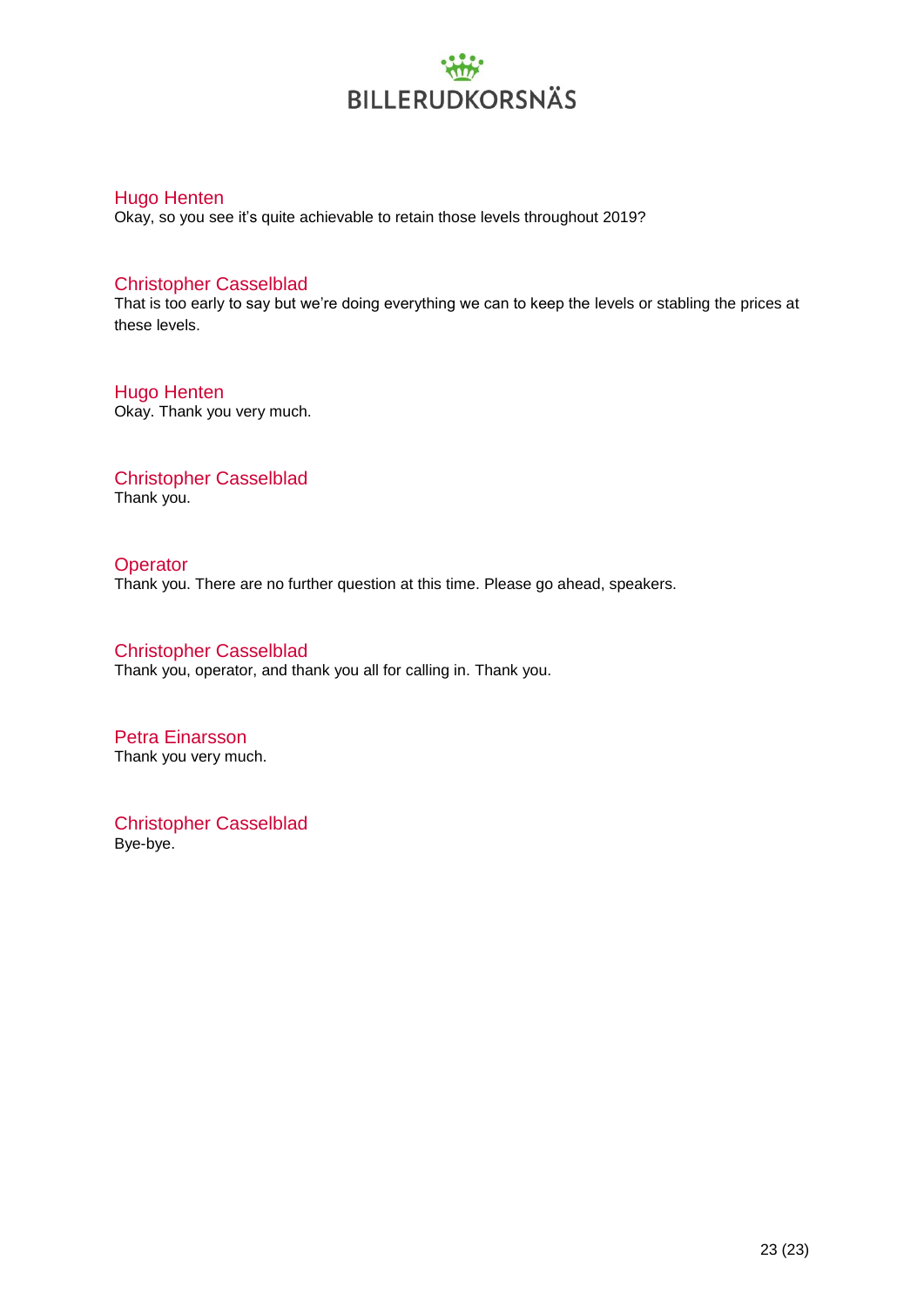Hugo Henten
Okay, so you see it's quite achievable to retain those levels throughout 2019?

Christopher Casselblad
That is too early to say but we're doing everything we can to keep the levels or stabling the prices at these levels.

Hugo Henten
Okay. Thank you very much.

Christopher Casselblad
Thank you.

Operator
Thank you. There are no further question at this time. Please go ahead, speakers.

Christopher Casselblad
Thank you, operator, and thank you all for calling in. Thank you.

Petra Einarsson
Thank you very much.

Christopher Casselblad
Bye-bye.